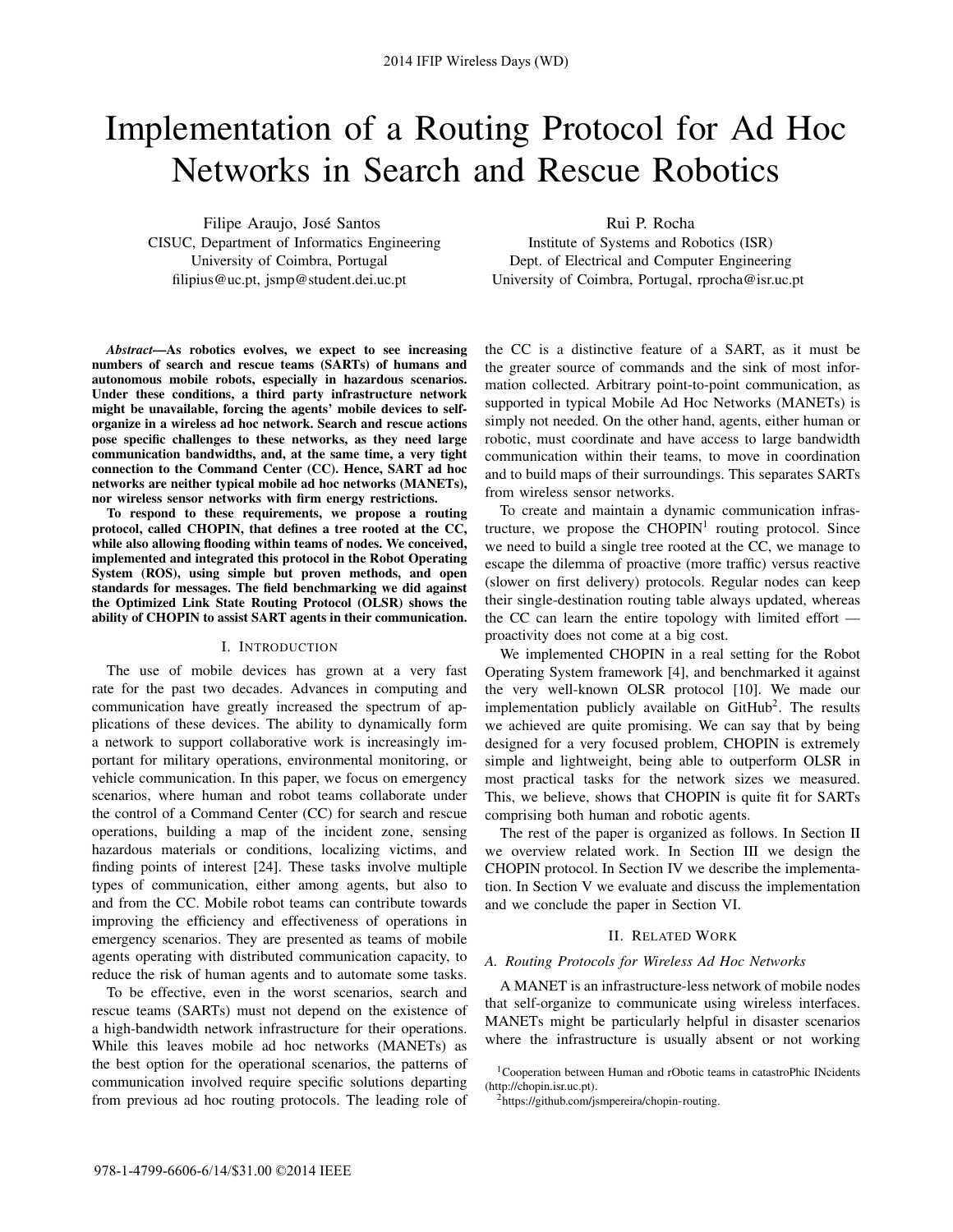# Implementation of a Routing Protocol for Ad Hoc Networks in Search and Rescue Robotics

Filipe Araujo, José Santos
CISUC, Department of Informatics Engineering
University of Coimbra, Portugal
filipius@uc.pt, jsmp@student.dei.uc.pt

Rui P. Rocha
Institute of Systems and Robotics (ISR)
Dept. of Electrical and Computer Engineering
University of Coimbra, Portugal, rprocha@isr.uc.pt

***Abstract*—As robotics evolves, we expect to see increasing numbers of search and rescue teams (SARTs) of humans and autonomous mobile robots, especially in hazardous scenarios. Under these conditions, a third party infrastructure network might be unavailable, forcing the agents' mobile devices to self-organize in a wireless ad hoc network. Search and rescue actions pose specific challenges to these networks, as they need large communication bandwidths, and, at the same time, a very tight connection to the Command Center (CC). Hence, SART ad hoc networks are neither typical mobile ad hoc networks (MANETs), nor wireless sensor networks with firm energy restrictions.**

**To respond to these requirements, we propose a routing protocol, called CHOPIN, that defines a tree rooted at the CC, while also allowing flooding within teams of nodes. We conceived, implemented and integrated this protocol in the Robot Operating System (ROS), using simple but proven methods, and open standards for messages. The field benchmarking we did against the Optimized Link State Routing Protocol (OLSR) shows the ability of CHOPIN to assist SART agents in their communication.**

## I. Introduction

The use of mobile devices has grown at a very fast rate for the past two decades. Advances in computing and communication have greatly increased the spectrum of applications of these devices. The ability to dynamically form a network to support collaborative work is increasingly important for military operations, environmental monitoring, or vehicle communication. In this paper, we focus on emergency scenarios, where human and robot teams collaborate under the control of a Command Center (CC) for search and rescue operations, building a map of the incident zone, sensing hazardous materials or conditions, localizing victims, and finding points of interest [24]. These tasks involve multiple types of communication, either among agents, but also to and from the CC. Mobile robot teams can contribute towards improving the efficiency and effectiveness of operations in emergency scenarios. They are presented as teams of mobile agents operating with distributed communication capacity, to reduce the risk of human agents and to automate some tasks.

To be effective, even in the worst scenarios, search and rescue teams (SARTs) must not depend on the existence of a high-bandwidth network infrastructure for their operations. While this leaves mobile ad hoc networks (MANETs) as the best option for the operational scenarios, the patterns of communication involved require specific solutions departing from previous ad hoc routing protocols. The leading role of the CC is a distinctive feature of a SART, as it must be the greater source of commands and the sink of most information collected. Arbitrary point-to-point communication, as supported in typical Mobile Ad Hoc Networks (MANETs) is simply not needed. On the other hand, agents, either human or robotic, must coordinate and have access to large bandwidth communication within their teams, to move in coordination and to build maps of their surroundings. This separates SARTs from wireless sensor networks.

To create and maintain a dynamic communication infrastructure, we propose the CHOPIN[1] routing protocol. Since we need to build a single tree rooted at the CC, we manage to escape the dilemma of proactive (more traffic) versus reactive (slower on first delivery) protocols. Regular nodes can keep their single-destination routing table always updated, whereas the CC can learn the entire topology with limited effort — proactivity does not come at a big cost.

We implemented CHOPIN in a real setting for the Robot Operating System framework [4], and benchmarked it against the very well-known OLSR protocol [10]. We made our implementation publicly available on GitHub[2]. The results we achieved are quite promising. We can say that by being designed for a very focused problem, CHOPIN is extremely simple and lightweight, being able to outperform OLSR in most practical tasks for the network sizes we measured. This, we believe, shows that CHOPIN is quite fit for SARTs comprising both human and robotic agents.

The rest of the paper is organized as follows. In Section II we overview related work. In Section III we design the CHOPIN protocol. In Section IV we describe the implementation. In Section V we evaluate and discuss the implementation and we conclude the paper in Section VI.

## II. Related Work

### A. Routing Protocols for Wireless Ad Hoc Networks

A MANET is an infrastructure-less network of mobile nodes that self-organize to communicate using wireless interfaces. MANETs might be particularly helpful in disaster scenarios where the infrastructure is usually absent or not working

[1] Cooperation between Human and rObotic teams in catastroPhic INcidents (http://chopin.isr.uc.pt).

[2] https://github.com/jsmpereira/chopin-routing.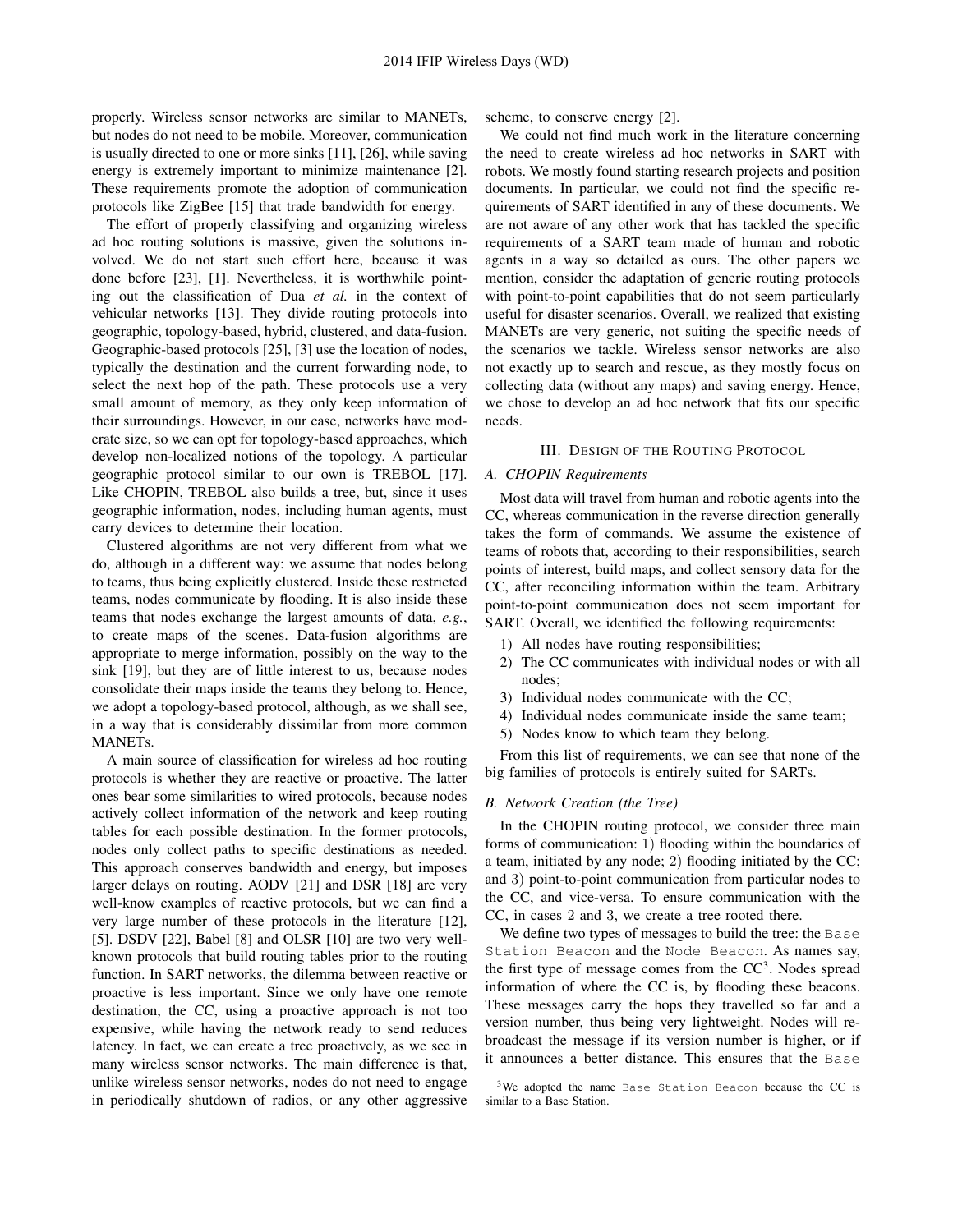properly. Wireless sensor networks are similar to MANETs, but nodes do not need to be mobile. Moreover, communication is usually directed to one or more sinks [11], [26], while saving energy is extremely important to minimize maintenance [2]. These requirements promote the adoption of communication protocols like ZigBee [15] that trade bandwidth for energy.

The effort of properly classifying and organizing wireless ad hoc routing solutions is massive, given the solutions involved. We do not start such effort here, because it was done before [23], [1]. Nevertheless, it is worthwhile pointing out the classification of Dua *et al.* in the context of vehicular networks [13]. They divide routing protocols into geographic, topology-based, hybrid, clustered, and data-fusion. Geographic-based protocols [25], [3] use the location of nodes, typically the destination and the current forwarding node, to select the next hop of the path. These protocols use a very small amount of memory, as they only keep information of their surroundings. However, in our case, networks have moderate size, so we can opt for topology-based approaches, which develop non-localized notions of the topology. A particular geographic protocol similar to our own is TREBOL [17]. Like CHOPIN, TREBOL also builds a tree, but, since it uses geographic information, nodes, including human agents, must carry devices to determine their location.

Clustered algorithms are not very different from what we do, although in a different way: we assume that nodes belong to teams, thus being explicitly clustered. Inside these restricted teams, nodes communicate by flooding. It is also inside these teams that nodes exchange the largest amounts of data, *e.g.*, to create maps of the scenes. Data-fusion algorithms are appropriate to merge information, possibly on the way to the sink [19], but they are of little interest to us, because nodes consolidate their maps inside the teams they belong to. Hence, we adopt a topology-based protocol, although, as we shall see, in a way that is considerably dissimilar from more common MANETs.

A main source of classification for wireless ad hoc routing protocols is whether they are reactive or proactive. The latter ones bear some similarities to wired protocols, because nodes actively collect information of the network and keep routing tables for each possible destination. In the former protocols, nodes only collect paths to specific destinations as needed. This approach conserves bandwidth and energy, but imposes larger delays on routing. AODV [21] and DSR [18] are very well-know examples of reactive protocols, but we can find a very large number of these protocols in the literature [12], [5]. DSDV [22], Babel [8] and OLSR [10] are two very well-known protocols that build routing tables prior to the routing function. In SART networks, the dilemma between reactive or proactive is less important. Since we only have one remote destination, the CC, using a proactive approach is not too expensive, while having the network ready to send reduces latency. In fact, we can create a tree proactively, as we see in many wireless sensor networks. The main difference is that, unlike wireless sensor networks, nodes do not need to engage in periodically shutdown of radios, or any other aggressive scheme, to conserve energy [2].

We could not find much work in the literature concerning the need to create wireless ad hoc networks in SART with robots. We mostly found starting research projects and position documents. In particular, we could not find the specific requirements of SART identified in any of these documents. We are not aware of any other work that has tackled the specific requirements of a SART team made of human and robotic agents in a way so detailed as ours. The other papers we mention, consider the adaptation of generic routing protocols with point-to-point capabilities that do not seem particularly useful for disaster scenarios. Overall, we realized that existing MANETs are very generic, not suiting the specific needs of the scenarios we tackle. Wireless sensor networks are also not exactly up to search and rescue, as they mostly focus on collecting data (without any maps) and saving energy. Hence, we chose to develop an ad hoc network that fits our specific needs.

## III. Design of the Routing Protocol

### A. CHOPIN Requirements

Most data will travel from human and robotic agents into the CC, whereas communication in the reverse direction generally takes the form of commands. We assume the existence of teams of robots that, according to their responsibilities, search points of interest, build maps, and collect sensory data for the CC, after reconciling information within the team. Arbitrary point-to-point communication does not seem important for SART. Overall, we identified the following requirements:

1) All nodes have routing responsibilities;
2) The CC communicates with individual nodes or with all nodes;
3) Individual nodes communicate with the CC;
4) Individual nodes communicate inside the same team;
5) Nodes know to which team they belong.

From this list of requirements, we can see that none of the big families of protocols is entirely suited for SARTs.

### B. Network Creation (the Tree)

In the CHOPIN routing protocol, we consider three main forms of communication: 1) flooding within the boundaries of a team, initiated by any node; 2) flooding initiated by the CC; and 3) point-to-point communication from particular nodes to the CC, and vice-versa. To ensure communication with the CC, in cases 2 and 3, we create a tree rooted there.

We define two types of messages to build the tree: the `Base Station Beacon` and the `Node Beacon`. As names say, the first type of message comes from the CC[3]. Nodes spread information of where the CC is, by flooding these beacons. These messages carry the hops they travelled so far and a version number, thus being very lightweight. Nodes will rebroadcast the message if its version number is higher, or if it announces a better distance. This ensures that the `Base`

[3] We adopted the name `Base Station Beacon` because the CC is similar to a Base Station.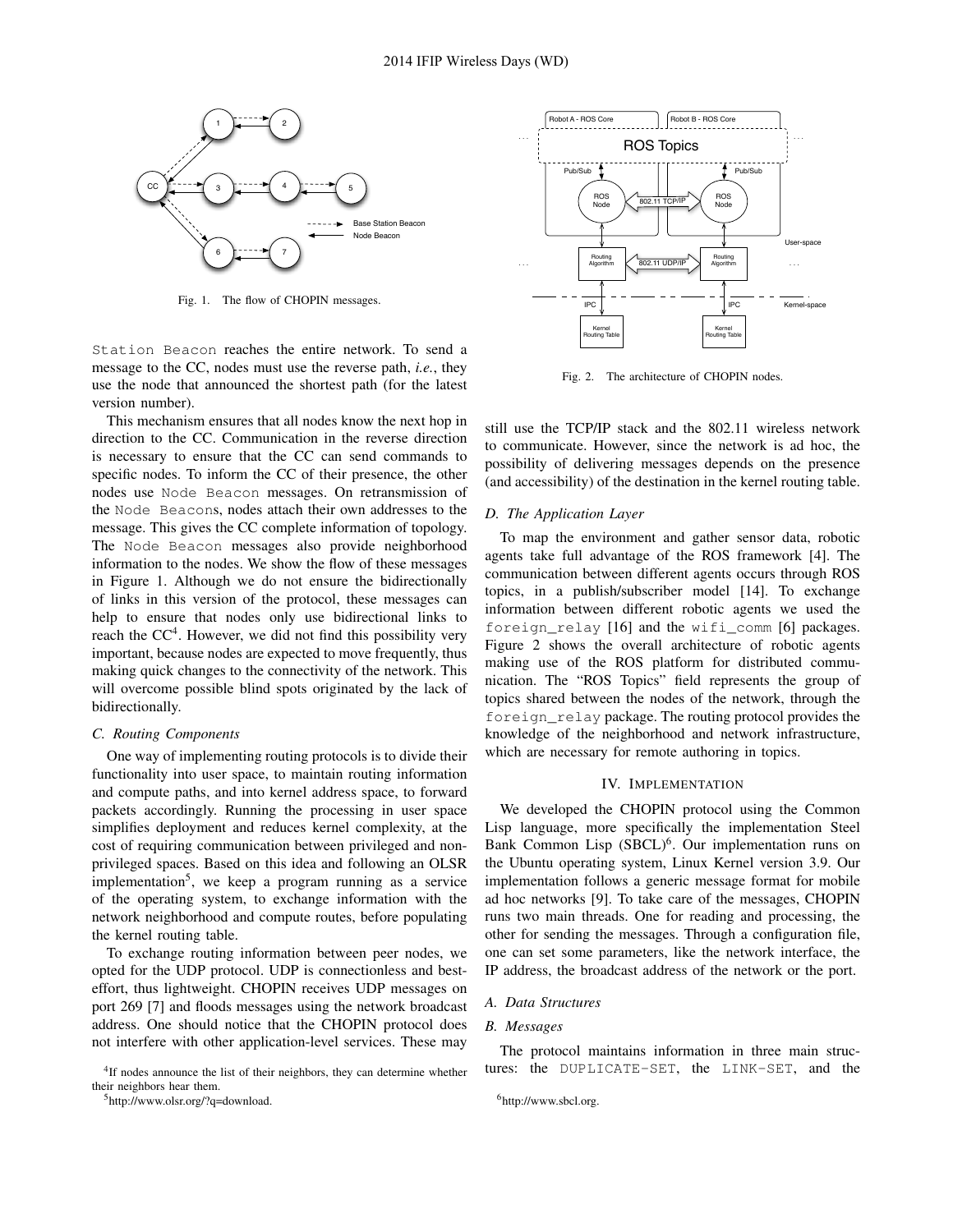Fig. 1. The flow of CHOPIN messages.

Station Beacon reaches the entire network. To send a message to the CC, nodes must use the reverse path, *i.e.*, they use the node that announced the shortest path (for the latest version number).

This mechanism ensures that all nodes know the next hop in direction to the CC. Communication in the reverse direction is necessary to ensure that the CC can send commands to specific nodes. To inform the CC of their presence, the other nodes use Node Beacon messages. On retransmission of the Node Beacons, nodes attach their own addresses to the message. This gives the CC complete information of topology. The Node Beacon messages also provide neighborhood information to the nodes. We show the flow of these messages in Figure 1. Although we do not ensure the bidirectionally of links in this version of the protocol, these messages can help to ensure that nodes only use bidirectional links to reach the CC[4]. However, we did not find this possibility very important, because nodes are expected to move frequently, thus making quick changes to the connectivity of the network. This will overcome possible blind spots originated by the lack of bidirectionally.

### C. Routing Components

One way of implementing routing protocols is to divide their functionality into user space, to maintain routing information and compute paths, and into kernel address space, to forward packets accordingly. Running the processing in user space simplifies deployment and reduces kernel complexity, at the cost of requiring communication between privileged and non-privileged spaces. Based on this idea and following an OLSR implementation[5], we keep a program running as a service of the operating system, to exchange information with the network neighborhood and compute routes, before populating the kernel routing table.

To exchange routing information between peer nodes, we opted for the UDP protocol. UDP is connectionless and best-effort, thus lightweight. CHOPIN receives UDP messages on port 269 [7] and floods messages using the network broadcast address. One should notice that the CHOPIN protocol does not interfere with other application-level services. These may still use the TCP/IP stack and the 802.11 wireless network to communicate. However, since the network is ad hoc, the possibility of delivering messages depends on the presence (and accessibility) of the destination in the kernel routing table.

[4]If nodes announce the list of their neighbors, they can determine whether their neighbors hear them.

[5]http://www.olsr.org/?q=download.

Fig. 2. The architecture of CHOPIN nodes.

### D. The Application Layer

To map the environment and gather sensor data, robotic agents take full advantage of the ROS framework [4]. The communication between different agents occurs through ROS topics, in a publish/subscriber model [14]. To exchange information between different robotic agents we used the foreign_relay [16] and the wifi_comm [6] packages. Figure 2 shows the overall architecture of robotic agents making use of the ROS platform for distributed communication. The "ROS Topics" field represents the group of topics shared between the nodes of the network, through the foreign_relay package. The routing protocol provides the knowledge of the neighborhood and network infrastructure, which are necessary for remote authoring in topics.

## IV. Implementation

We developed the CHOPIN protocol using the Common Lisp language, more specifically the implementation Steel Bank Common Lisp (SBCL)[6]. Our implementation runs on the Ubuntu operating system, Linux Kernel version 3.9. Our implementation follows a generic message format for mobile ad hoc networks [9]. To take care of the messages, CHOPIN runs two main threads. One for reading and processing, the other for sending the messages. Through a configuration file, one can set some parameters, like the network interface, the IP address, the broadcast address of the network or the port.

### A. Data Structures

### B. Messages

The protocol maintains information in three main structures: the DUPLICATE-SET, the LINK-SET, and the

[6]http://www.sbcl.org.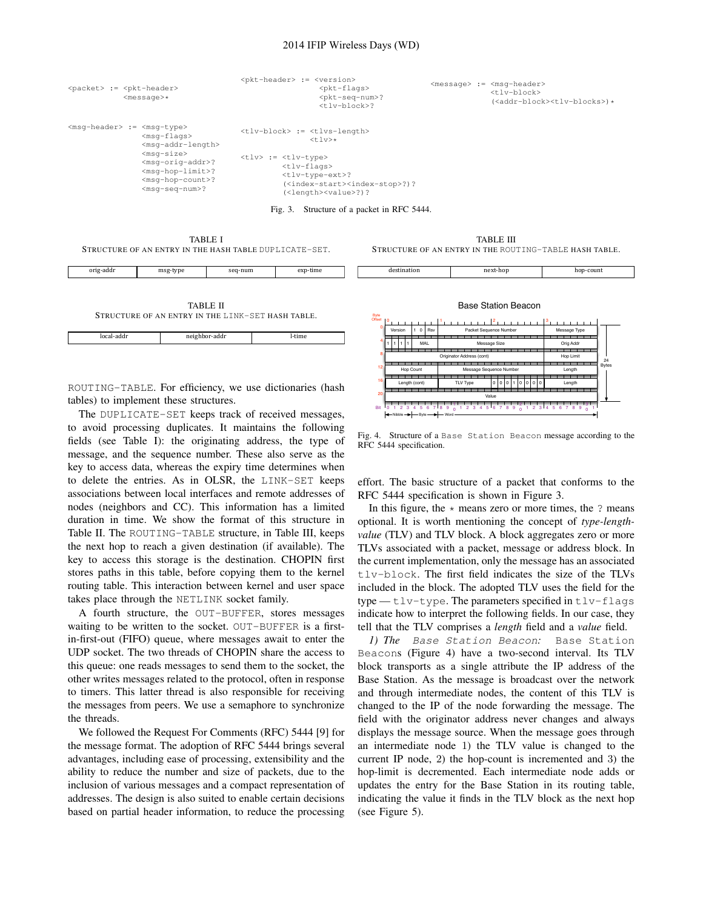```
<packet> := <pkt-header>
            <message>*

<pkt-header> := <version>
                <pkt-flags>
                <pkt-seq-num>?
                <tlv-block>?

<message> := <msg-header>
             <tlv-block>
             (<addr-block><tlv-blocks>)*

<msg-header> := <msg-type>
                <msg-flags>
                <msg-addr-length>
                <msg-size>
                <msg-orig-addr>?
                <msg-hop-limit>?
                <msg-hop-count>?
                <msg-seq-num>?

<tlv-block> := <tlvs-length>
               <tlv>*

<tlv> := <tlv-type>
         <tlv-flags>
         <tlv-type-ext>?
         (<index-start><index-stop>?)?
         (<length><value>?)?
```

Fig. 3. Structure of a packet in RFC 5444.

TABLE I
STRUCTURE OF AN ENTRY IN THE HASH TABLE DUPLICATE-SET.

| orig-addr | msg-type | seq-num | exp-time |
|---|---|---|---|

TABLE II
STRUCTURE OF AN ENTRY IN THE LINK-SET HASH TABLE.

| local-addr | neighbor-addr | l-time |
|---|---|---|

TABLE III
STRUCTURE OF AN ENTRY IN THE ROUTING-TABLE HASH TABLE.

| destination | next-hop | hop-count |
|---|---|---|

ROUTING-TABLE. For efficiency, we use dictionaries (hash tables) to implement these structures.

The DUPLICATE-SET keeps track of received messages, to avoid processing duplicates. It maintains the following fields (see Table I): the originating address, the type of message, and the sequence number. These also serve as the key to access data, whereas the expiry time determines when to delete the entries. As in OLSR, the LINK-SET keeps associations between local interfaces and remote addresses of nodes (neighbors and CC). This information has a limited duration in time. We show the format of this structure in Table II. The ROUTING-TABLE structure, in Table III, keeps the next hop to reach a given destination (if available). The key to access this storage is the destination. CHOPIN first stores paths in this table, before copying them to the kernel routing table. This interaction between kernel and user space takes place through the NETLINK socket family.

A fourth structure, the OUT-BUFFER, stores messages waiting to be written to the socket. OUT-BUFFER is a first-in-first-out (FIFO) queue, where messages await to enter the UDP socket. The two threads of CHOPIN share the access to this queue: one reads messages to send them to the socket, the other writes messages related to the protocol, often in response to timers. This latter thread is also responsible for receiving the messages from peers. We use a semaphore to synchronize the threads.

We followed the Request For Comments (RFC) 5444 [9] for the message format. The adoption of RFC 5444 brings several advantages, including ease of processing, extensibility and the ability to reduce the number and size of packets, due to the inclusion of various messages and a compact representation of addresses. The design is also suited to enable certain decisions based on partial header information, to reduce the processing effort. The basic structure of a packet that conforms to the RFC 5444 specification is shown in Figure 3.

**Base Station Beacon**

| Byte Offset | 0 | 1 | 2 | 3 |
|---|---|---|---|---|
| 0 | Version, 1 0, Rsv | Packet Sequence Number | | Message Type |
| 4 | 1 1 1 1, MAL | Message Size | | Orig Addr |
| 8 | Originator Address (cont) | | | Hop Limit |
| 12 | Hop Count | Message Sequence Number | | Length |
| 16 | Length (cont) | TLV Type | 0 0 0 1 0 0 0 0 | Length |
| 20 | Value | | | |

(24 Bytes)

Fig. 4. Structure of a Base Station Beacon message according to the RFC 5444 specification.

In this figure, the $\star$ means zero or more times, the ? means optional. It is worth mentioning the concept of *type-length-value* (TLV) and TLV block. A block aggregates zero or more TLVs associated with a packet, message or address block. In the current implementation, only the message has an associated tlv-block. The first field indicates the size of the TLVs included in the block. The adopted TLV uses the field for the type — tlv-type. The parameters specified in tlv-flags indicate how to interpret the following fields. In our case, they tell that the TLV comprises a *length* field and a *value* field.

*1) The Base Station Beacon:* Base Station Beacons (Figure 4) have a two-second interval. Its TLV block transports as a single attribute the IP address of the Base Station. As the message is broadcast over the network and through intermediate nodes, the content of this TLV is changed to the IP of the node forwarding the message. The field with the originator address never changes and always displays the message source. When the message goes through an intermediate node 1) the TLV value is changed to the current IP node, 2) the hop-count is incremented and 3) the hop-limit is decremented. Each intermediate node adds or updates the entry for the Base Station in its routing table, indicating the value it finds in the TLV block as the next hop (see Figure 5).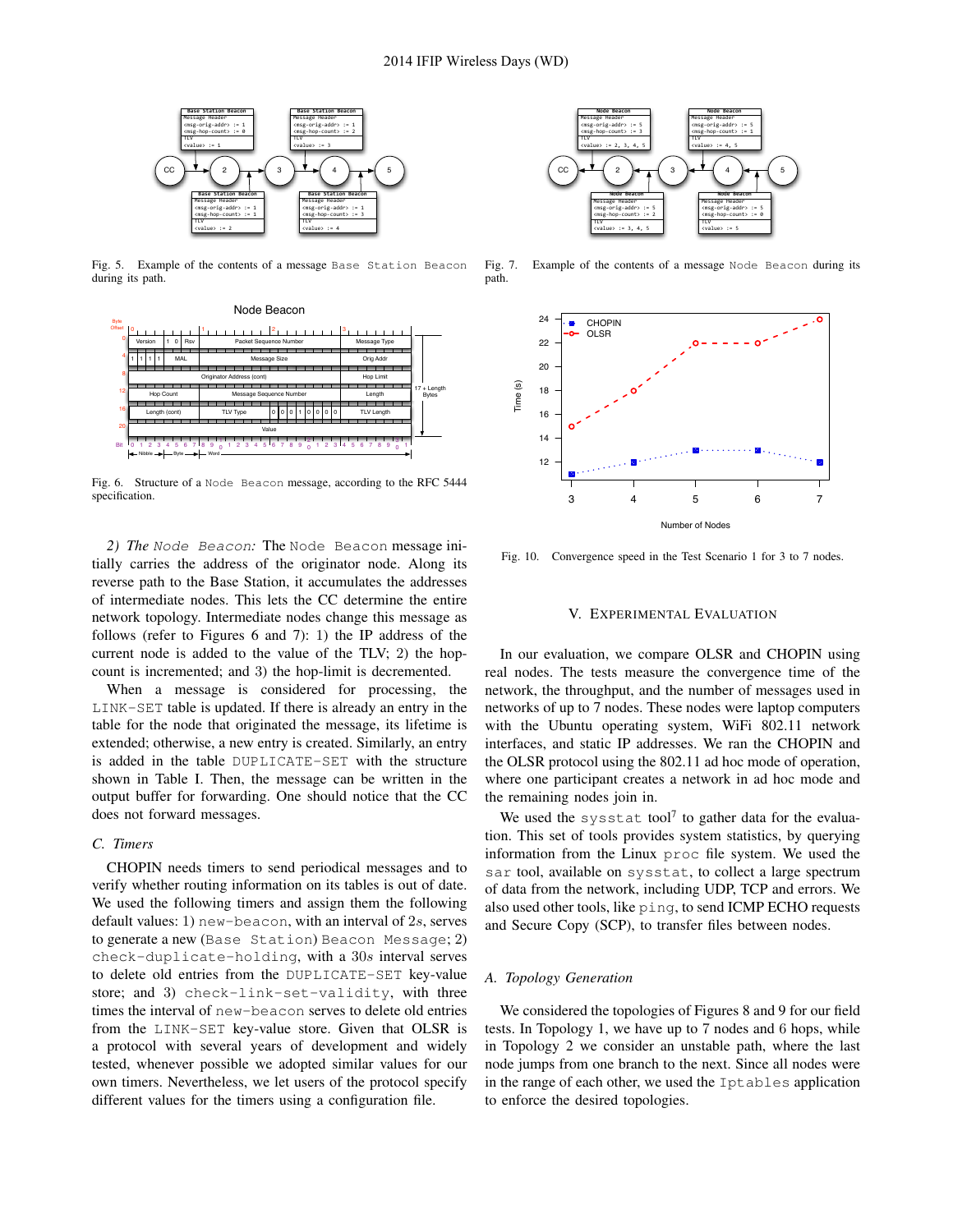Fig. 5. Example of the contents of a message `Base Station Beacon` during its path.

Fig. 6. Structure of a `Node Beacon` message, according to the RFC 5444 specification.

*2) The `Node Beacon`:* The `Node Beacon` message initially carries the address of the originator node. Along its reverse path to the Base Station, it accumulates the addresses of intermediate nodes. This lets the CC determine the entire network topology. Intermediate nodes change this message as follows (refer to Figures 6 and 7): 1) the IP address of the current node is added to the value of the TLV; 2) the hop-count is incremented; and 3) the hop-limit is decremented.

When a message is considered for processing, the `LINK-SET` table is updated. If there is already an entry in the table for the node that originated the message, its lifetime is extended; otherwise, a new entry is created. Similarly, an entry is added in the table `DUPLICATE-SET` with the structure shown in Table I. Then, the message can be written in the output buffer for forwarding. One should notice that the CC does not forward messages.

### C. Timers

CHOPIN needs timers to send periodical messages and to verify whether routing information on its tables is out of date. We used the following timers and assign them the following default values: 1) `new-beacon`, with an interval of $2s$, serves to generate a new (`Base Station`) `Beacon Message`; 2) `check-duplicate-holding`, with a $30s$ interval serves to delete old entries from the `DUPLICATE-SET` key-value store; and 3) `check-link-set-validity`, with three times the interval of `new-beacon` serves to delete old entries from the `LINK-SET` key-value store. Given that OLSR is a protocol with several years of development and widely tested, whenever possible we adopted similar values for our own timers. Nevertheless, we let users of the protocol specify different values for the timers using a configuration file.

Fig. 7. Example of the contents of a message `Node Beacon` during its path.

Fig. 10. Convergence speed in the Test Scenario 1 for 3 to 7 nodes.

## V. Experimental Evaluation

In our evaluation, we compare OLSR and CHOPIN using real nodes. The tests measure the convergence time of the network, the throughput, and the number of messages used in networks of up to 7 nodes. These nodes were laptop computers with the Ubuntu operating system, WiFi 802.11 network interfaces, and static IP addresses. We ran the CHOPIN and the OLSR protocol using the 802.11 ad hoc mode of operation, where one participant creates a network in ad hoc mode and the remaining nodes join in.

We used the `sysstat` tool[7] to gather data for the evaluation. This set of tools provides system statistics, by querying information from the Linux `proc` file system. We used the `sar` tool, available on `sysstat`, to collect a large spectrum of data from the network, including UDP, TCP and errors. We also used other tools, like `ping`, to send ICMP ECHO requests and Secure Copy (SCP), to transfer files between nodes.

### A. Topology Generation

We considered the topologies of Figures 8 and 9 for our field tests. In Topology 1, we have up to 7 nodes and 6 hops, while in Topology 2 we consider an unstable path, where the last node jumps from one branch to the next. Since all nodes were in the range of each other, we used the `Iptables` application to enforce the desired topologies.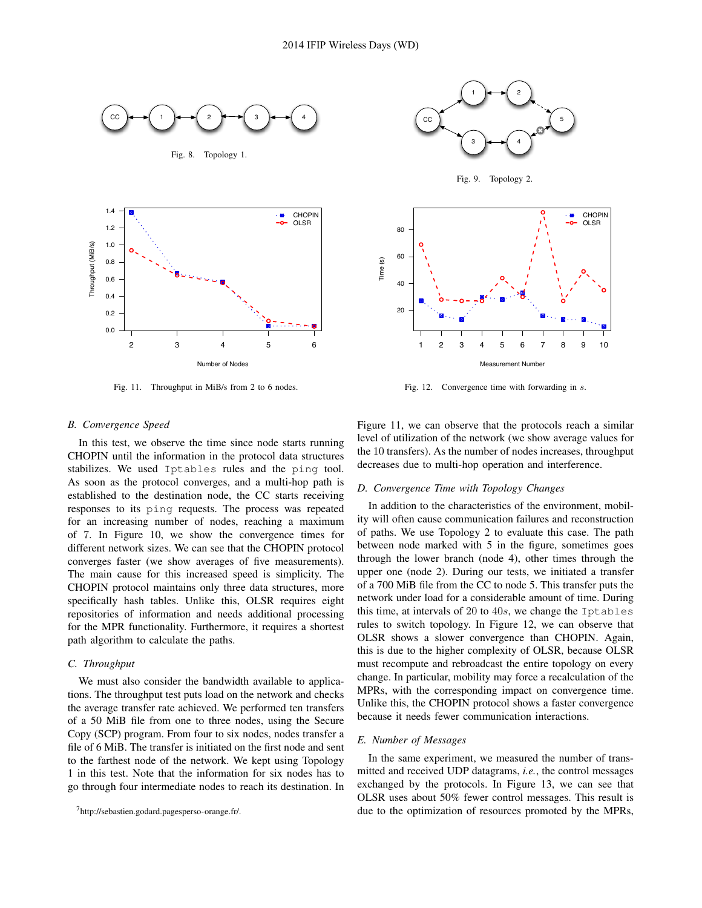Fig. 8. Topology 1.

Fig. 9. Topology 2.

Fig. 11. Throughput in MiB/s from 2 to 6 nodes.

Fig. 12. Convergence time with forwarding in $s$.

### *B. Convergence Speed*

In this test, we observe the time since node starts running CHOPIN until the information in the protocol data structures stabilizes. We used `Iptables` rules and the `ping` tool. As soon as the protocol converges, and a multi-hop path is established to the destination node, the CC starts receiving responses to its `ping` requests. The process was repeated for an increasing number of nodes, reaching a maximum of 7. In Figure 10, we show the convergence times for different network sizes. We can see that the CHOPIN protocol converges faster (we show averages of five measurements). The main cause for this increased speed is simplicity. The CHOPIN protocol maintains only three data structures, more specifically hash tables. Unlike this, OLSR requires eight repositories of information and needs additional processing for the MPR functionality. Furthermore, it requires a shortest path algorithm to calculate the paths.

### *C. Throughput*

We must also consider the bandwidth available to applications. The throughput test puts load on the network and checks the average transfer rate achieved. We performed ten transfers of a 50 MiB file from one to three nodes, using the Secure Copy (SCP) program. From four to six nodes, nodes transfer a file of 6 MiB. The transfer is initiated on the first node and sent to the farthest node of the network. We kept using Topology 1 in this test. Note that the information for six nodes has to go through four intermediate nodes to reach its destination. In Figure 11, we can observe that the protocols reach a similar level of utilization of the network (we show average values for the 10 transfers). As the number of nodes increases, throughput decreases due to multi-hop operation and interference.

### *D. Convergence Time with Topology Changes*

In addition to the characteristics of the environment, mobility will often cause communication failures and reconstruction of paths. We use Topology 2 to evaluate this case. The path between node marked with 5 in the figure, sometimes goes through the lower branch (node 4), other times through the upper one (node 2). During our tests, we initiated a transfer of a 700 MiB file from the CC to node 5. This transfer puts the network under load for a considerable amount of time. During this time, at intervals of 20 to $40s$, we change the `Iptables` rules to switch topology. In Figure 12, we can observe that OLSR shows a slower convergence than CHOPIN. Again, this is due to the higher complexity of OLSR, because OLSR must recompute and rebroadcast the entire topology on every change. In particular, mobility may force a recalculation of the MPRs, with the corresponding impact on convergence time. Unlike this, the CHOPIN protocol shows a faster convergence because it needs fewer communication interactions.

### *E. Number of Messages*

In the same experiment, we measured the number of transmitted and received UDP datagrams, *i.e.*, the control messages exchanged by the protocols. In Figure 13, we can see that OLSR uses about 50% fewer control messages. This result is due to the optimization of resources promoted by the MPRs,

[7] http://sebastien.godard.pagesperso-orange.fr/.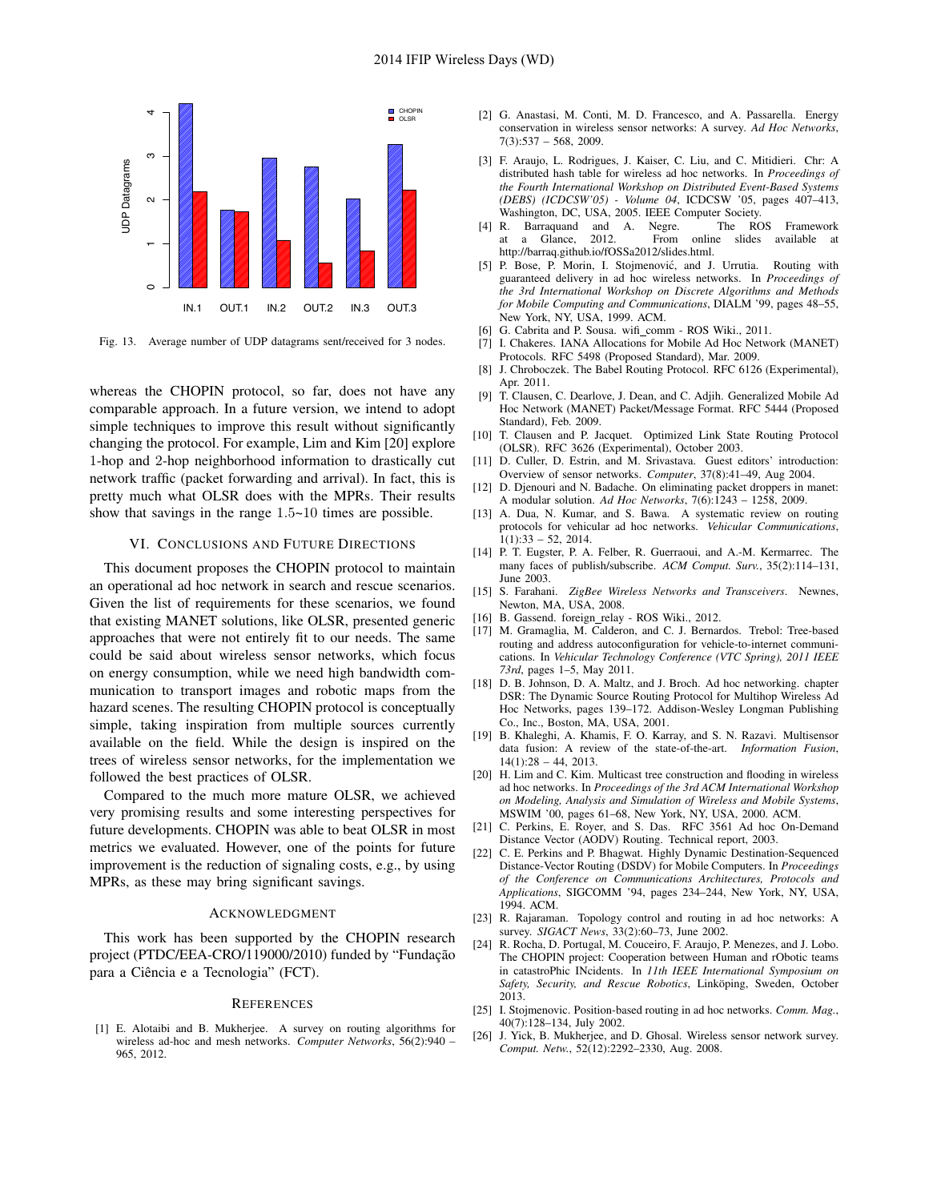CHOPIN
OLSR

UDP Datagrams

0 1 2 3 4

IN.1 OUT.1 IN.2 OUT.2 IN.3 OUT.3

Fig. 13. Average number of UDP datagrams sent/received for 3 nodes.

whereas the CHOPIN protocol, so far, does not have any comparable approach. In a future version, we intend to adopt simple techniques to improve this result without significantly changing the protocol. For example, Lim and Kim [20] explore 1-hop and 2-hop neighborhood information to drastically cut network traffic (packet forwarding and arrival). In fact, this is pretty much what OLSR does with the MPRs. Their results show that savings in the range 1.5~10 times are possible.

## VI. Conclusions and Future Directions

This document proposes the CHOPIN protocol to maintain an operational ad hoc network in search and rescue scenarios. Given the list of requirements for these scenarios, we found that existing MANET solutions, like OLSR, presented generic approaches that were not entirely fit to our needs. The same could be said about wireless sensor networks, which focus on energy consumption, while we need high bandwidth communication to transport images and robotic maps from the hazard scenes. The resulting CHOPIN protocol is conceptually simple, taking inspiration from multiple sources currently available on the field. While the design is inspired on the trees of wireless sensor networks, for the implementation we followed the best practices of OLSR.

Compared to the much more mature OLSR, we achieved very promising results and some interesting perspectives for future developments. CHOPIN was able to beat OLSR in most metrics we evaluated. However, one of the points for future improvement is the reduction of signaling costs, e.g., by using MPRs, as these may bring significant savings.

## Acknowledgment

This work has been supported by the CHOPIN research project (PTDC/EEA-CRO/119000/2010) funded by "Fundação para a Ciência e a Tecnologia" (FCT).

## References

[1] E. Alotaibi and B. Mukherjee. A survey on routing algorithms for wireless ad-hoc and mesh networks. *Computer Networks*, 56(2):940 – 965, 2012.

[2] G. Anastasi, M. Conti, M. D. Francesco, and A. Passarella. Energy conservation in wireless sensor networks: A survey. *Ad Hoc Networks*, 7(3):537 – 568, 2009.

[3] F. Araujo, L. Rodrigues, J. Kaiser, C. Liu, and C. Mitidieri. Chr: A distributed hash table for wireless ad hoc networks. In *Proceedings of the Fourth International Workshop on Distributed Event-Based Systems (DEBS) (ICDCSW'05) - Volume 04*, ICDCSW '05, pages 407–413, Washington, DC, USA, 2005. IEEE Computer Society.

[4] R. Barraquand and A. Negre. The ROS Framework at a Glance, 2012. From online slides available at http://barraq.github.io/fOSSa2012/slides.html.

[5] P. Bose, P. Morin, I. Stojmenović, and J. Urrutia. Routing with guaranteed delivery in ad hoc wireless networks. In *Proceedings of the 3rd International Workshop on Discrete Algorithms and Methods for Mobile Computing and Communications*, DIALM '99, pages 48–55, New York, NY, USA, 1999. ACM.

[6] G. Cabrita and P. Sousa. wifi_comm - ROS Wiki., 2011.

[7] I. Chakeres. IANA Allocations for Mobile Ad Hoc Network (MANET) Protocols. RFC 5498 (Proposed Standard), Mar. 2009.

[8] J. Chroboczek. The Babel Routing Protocol. RFC 6126 (Experimental), Apr. 2011.

[9] T. Clausen, C. Dearlove, J. Dean, and C. Adjih. Generalized Mobile Ad Hoc Network (MANET) Packet/Message Format. RFC 5444 (Proposed Standard), Feb. 2009.

[10] T. Clausen and P. Jacquet. Optimized Link State Routing Protocol (OLSR). RFC 3626 (Experimental), October 2003.

[11] D. Culler, D. Estrin, and M. Srivastava. Guest editors' introduction: Overview of sensor networks. *Computer*, 37(8):41–49, Aug 2004.

[12] D. Djenouri and N. Badache. On eliminating packet droppers in manet: A modular solution. *Ad Hoc Networks*, 7(6):1243 – 1258, 2009.

[13] A. Dua, N. Kumar, and S. Bawa. A systematic review on routing protocols for vehicular ad hoc networks. *Vehicular Communications*, 1(1):33 – 52, 2014.

[14] P. T. Eugster, P. A. Felber, R. Guerraoui, and A.-M. Kermarrec. The many faces of publish/subscribe. *ACM Comput. Surv.*, 35(2):114–131, June 2003.

[15] S. Farahani. *ZigBee Wireless Networks and Transceivers*. Newnes, Newton, MA, USA, 2008.

[16] B. Gassend. foreign_relay - ROS Wiki., 2012.

[17] M. Gramaglia, M. Calderon, and C. J. Bernardos. Trebol: Tree-based routing and address autoconfiguration for vehicle-to-internet communications. In *Vehicular Technology Conference (VTC Spring), 2011 IEEE 73rd*, pages 1–5, May 2011.

[18] D. B. Johnson, D. A. Maltz, and J. Broch. Ad hoc networking. chapter DSR: The Dynamic Source Routing Protocol for Multihop Wireless Ad Hoc Networks, pages 139–172. Addison-Wesley Longman Publishing Co., Inc., Boston, MA, USA, 2001.

[19] B. Khaleghi, A. Khamis, F. O. Karray, and S. N. Razavi. Multisensor data fusion: A review of the state-of-the-art. *Information Fusion*, 14(1):28 – 44, 2013.

[20] H. Lim and C. Kim. Multicast tree construction and flooding in wireless ad hoc networks. In *Proceedings of the 3rd ACM International Workshop on Modeling, Analysis and Simulation of Wireless and Mobile Systems*, MSWIM '00, pages 61–68, New York, NY, USA, 2000. ACM.

[21] C. Perkins, E. Royer, and S. Das. RFC 3561 Ad hoc On-Demand Distance Vector (AODV) Routing. Technical report, 2003.

[22] C. E. Perkins and P. Bhagwat. Highly Dynamic Destination-Sequenced Distance-Vector Routing (DSDV) for Mobile Computers. In *Proceedings of the Conference on Communications Architectures, Protocols and Applications*, SIGCOMM '94, pages 234–244, New York, NY, USA, 1994. ACM.

[23] R. Rajaraman. Topology control and routing in ad hoc networks: A survey. *SIGACT News*, 33(2):60–73, June 2002.

[24] R. Rocha, D. Portugal, M. Couceiro, F. Araujo, P. Menezes, and J. Lobo. The CHOPIN project: Cooperation between Human and rObotic teams in catastroPhic INcidents. In *11th IEEE International Symposium on Safety, Security, and Rescue Robotics*, Linköping, Sweden, October 2013.

[25] I. Stojmenovic. Position-based routing in ad hoc networks. *Comm. Mag.*, 40(7):128–134, July 2002.

[26] J. Yick, B. Mukherjee, and D. Ghosal. Wireless sensor network survey. *Comput. Netw.*, 52(12):2292–2330, Aug. 2008.